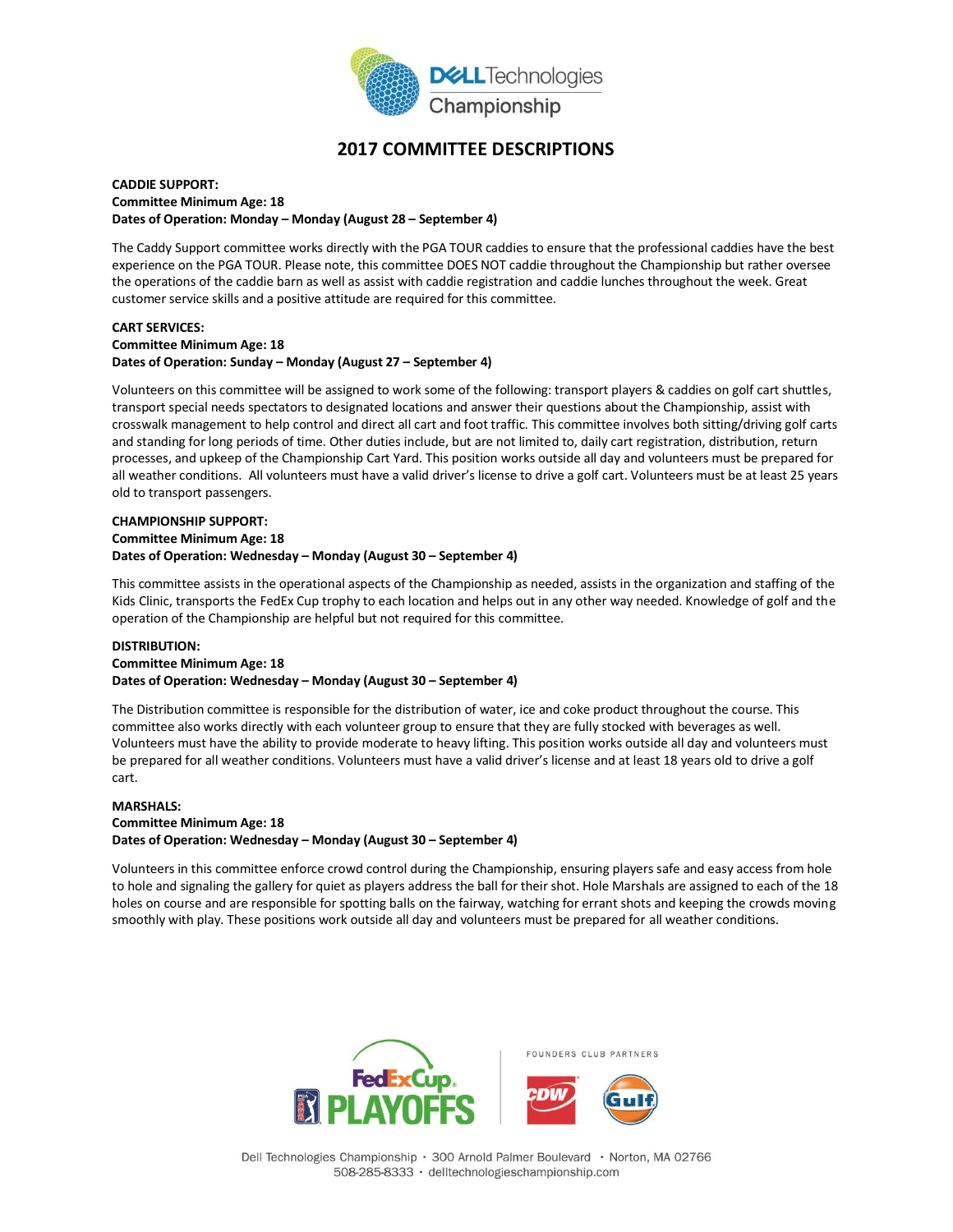# 2017 COMMITTEE DESCRIPTIONS

**CADDIE SUPPORT:**
**Committee Minimum Age: 18**
**Dates of Operation: Monday – Monday (August 28 – September 4)**

The Caddy Support committee works directly with the PGA TOUR caddies to ensure that the professional caddies have the best experience on the PGA TOUR. Please note, this committee DOES NOT caddie throughout the Championship but rather oversee the operations of the caddie barn as well as assist with caddie registration and caddie lunches throughout the week. Great customer service skills and a positive attitude are required for this committee.

**CART SERVICES:**
**Committee Minimum Age: 18**
**Dates of Operation: Sunday – Monday (August 27 – September 4)**

Volunteers on this committee will be assigned to work some of the following: transport players & caddies on golf cart shuttles, transport special needs spectators to designated locations and answer their questions about the Championship, assist with crosswalk management to help control and direct all cart and foot traffic. This committee involves both sitting/driving golf carts and standing for long periods of time. Other duties include, but are not limited to, daily cart registration, distribution, return processes, and upkeep of the Championship Cart Yard. This position works outside all day and volunteers must be prepared for all weather conditions. All volunteers must have a valid driver's license to drive a golf cart. Volunteers must be at least 25 years old to transport passengers.

**CHAMPIONSHIP SUPPORT:**
**Committee Minimum Age: 18**
**Dates of Operation: Wednesday – Monday (August 30 – September 4)**

This committee assists in the operational aspects of the Championship as needed, assists in the organization and staffing of the Kids Clinic, transports the FedEx Cup trophy to each location and helps out in any other way needed. Knowledge of golf and the operation of the Championship are helpful but not required for this committee.

**DISTRIBUTION:**
**Committee Minimum Age: 18**
**Dates of Operation: Wednesday – Monday (August 30 – September 4)**

The Distribution committee is responsible for the distribution of water, ice and coke product throughout the course. This committee also works directly with each volunteer group to ensure that they are fully stocked with beverages as well. Volunteers must have the ability to provide moderate to heavy lifting. This position works outside all day and volunteers must be prepared for all weather conditions. Volunteers must have a valid driver's license and at least 18 years old to drive a golf cart.

**MARSHALS:**
**Committee Minimum Age: 18**
**Dates of Operation: Wednesday – Monday (August 30 – September 4)**

Volunteers in this committee enforce crowd control during the Championship, ensuring players safe and easy access from hole to hole and signaling the gallery for quiet as players address the ball for their shot. Hole Marshals are assigned to each of the 18 holes on course and are responsible for spotting balls on the fairway, watching for errant shots and keeping the crowds moving smoothly with play. These positions work outside all day and volunteers must be prepared for all weather conditions.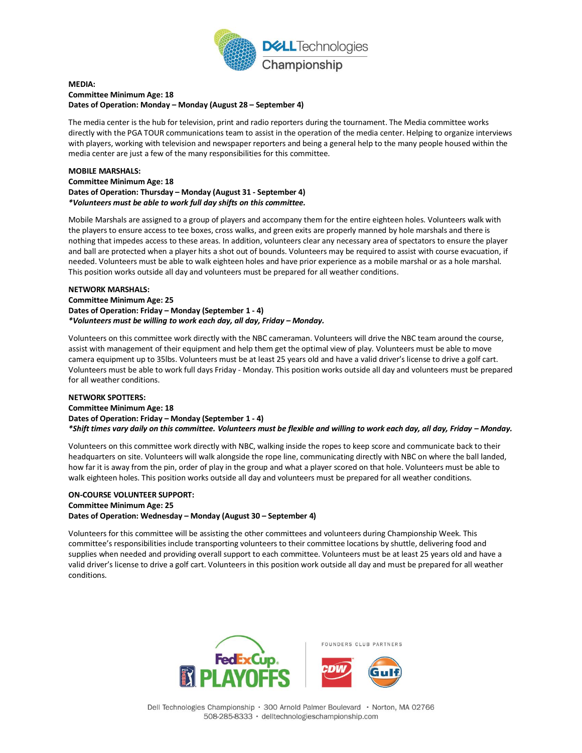**MEDIA:**
**Committee Minimum Age: 18**
**Dates of Operation: Monday – Monday (August 28 – September 4)**

The media center is the hub for television, print and radio reporters during the tournament. The Media committee works directly with the PGA TOUR communications team to assist in the operation of the media center. Helping to organize interviews with players, working with television and newspaper reporters and being a general help to the many people housed within the media center are just a few of the many responsibilities for this committee.

**MOBILE MARSHALS:**
**Committee Minimum Age: 18**
**Dates of Operation: Thursday – Monday (August 31 - September 4)**
***\*Volunteers must be able to work full day shifts on this committee.***

Mobile Marshals are assigned to a group of players and accompany them for the entire eighteen holes. Volunteers walk with the players to ensure access to tee boxes, cross walks, and green exits are properly manned by hole marshals and there is nothing that impedes access to these areas. In addition, volunteers clear any necessary area of spectators to ensure the player and ball are protected when a player hits a shot out of bounds. Volunteers may be required to assist with course evacuation, if needed. Volunteers must be able to walk eighteen holes and have prior experience as a mobile marshal or as a hole marshal. This position works outside all day and volunteers must be prepared for all weather conditions.

**NETWORK MARSHALS:**
**Committee Minimum Age: 25**
**Dates of Operation: Friday – Monday (September 1 - 4)**
***\*Volunteers must be willing to work each day, all day, Friday – Monday.***

Volunteers on this committee work directly with the NBC cameraman. Volunteers will drive the NBC team around the course, assist with management of their equipment and help them get the optimal view of play. Volunteers must be able to move camera equipment up to 35lbs. Volunteers must be at least 25 years old and have a valid driver's license to drive a golf cart. Volunteers must be able to work full days Friday - Monday. This position works outside all day and volunteers must be prepared for all weather conditions.

**NETWORK SPOTTERS:**
**Committee Minimum Age: 18**
**Dates of Operation: Friday – Monday (September 1 - 4)**
***\*Shift times vary daily on this committee. Volunteers must be flexible and willing to work each day, all day, Friday – Monday.***

Volunteers on this committee work directly with NBC, walking inside the ropes to keep score and communicate back to their headquarters on site. Volunteers will walk alongside the rope line, communicating directly with NBC on where the ball landed, how far it is away from the pin, order of play in the group and what a player scored on that hole. Volunteers must be able to walk eighteen holes. This position works outside all day and volunteers must be prepared for all weather conditions.

**ON-COURSE VOLUNTEER SUPPORT:**
**Committee Minimum Age: 25**
**Dates of Operation: Wednesday – Monday (August 30 – September 4)**

Volunteers for this committee will be assisting the other committees and volunteers during Championship Week. This committee's responsibilities include transporting volunteers to their committee locations by shuttle, delivering food and supplies when needed and providing overall support to each committee. Volunteers must be at least 25 years old and have a valid driver's license to drive a golf cart. Volunteers in this position work outside all day and must be prepared for all weather conditions.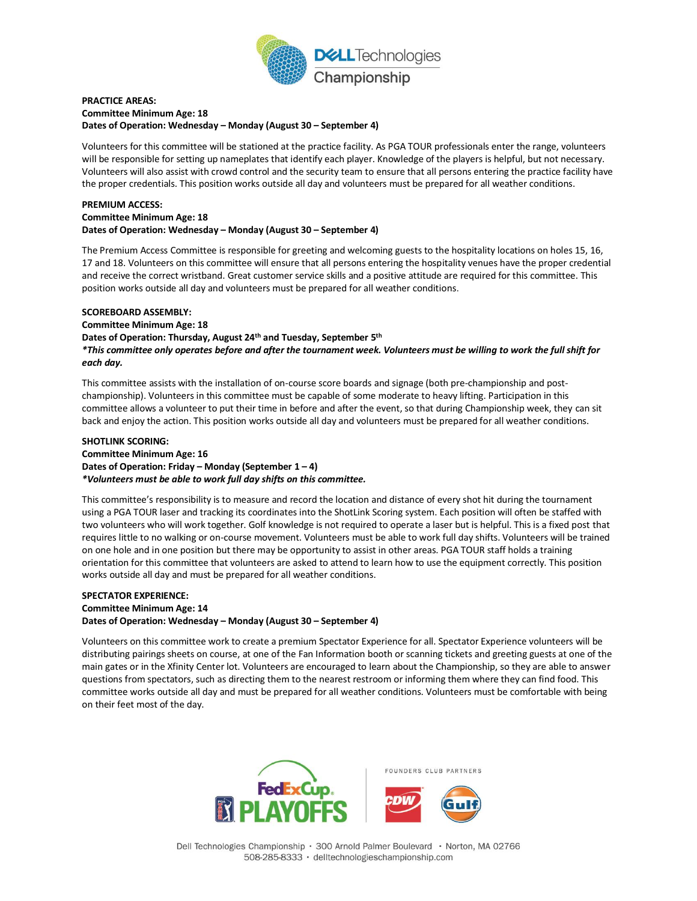**PRACTICE AREAS:**
**Committee Minimum Age: 18**
**Dates of Operation: Wednesday – Monday (August 30 – September 4)**

Volunteers for this committee will be stationed at the practice facility. As PGA TOUR professionals enter the range, volunteers will be responsible for setting up nameplates that identify each player. Knowledge of the players is helpful, but not necessary. Volunteers will also assist with crowd control and the security team to ensure that all persons entering the practice facility have the proper credentials. This position works outside all day and volunteers must be prepared for all weather conditions.

**PREMIUM ACCESS:**
**Committee Minimum Age: 18**
**Dates of Operation: Wednesday – Monday (August 30 – September 4)**

The Premium Access Committee is responsible for greeting and welcoming guests to the hospitality locations on holes 15, 16, 17 and 18. Volunteers on this committee will ensure that all persons entering the hospitality venues have the proper credential and receive the correct wristband. Great customer service skills and a positive attitude are required for this committee. This position works outside all day and volunteers must be prepared for all weather conditions.

**SCOREBOARD ASSEMBLY:**
**Committee Minimum Age: 18**
**Dates of Operation: Thursday, August 24th and Tuesday, September 5th**
***\*This committee only operates before and after the tournament week. Volunteers must be willing to work the full shift for each day.***

This committee assists with the installation of on-course score boards and signage (both pre-championship and post-championship). Volunteers in this committee must be capable of some moderate to heavy lifting. Participation in this committee allows a volunteer to put their time in before and after the event, so that during Championship week, they can sit back and enjoy the action. This position works outside all day and volunteers must be prepared for all weather conditions.

**SHOTLINK SCORING:**
**Committee Minimum Age: 16**
**Dates of Operation: Friday – Monday (September 1 – 4)**
***\*Volunteers must be able to work full day shifts on this committee.***

This committee's responsibility is to measure and record the location and distance of every shot hit during the tournament using a PGA TOUR laser and tracking its coordinates into the ShotLink Scoring system. Each position will often be staffed with two volunteers who will work together. Golf knowledge is not required to operate a laser but is helpful. This is a fixed post that requires little to no walking or on-course movement. Volunteers must be able to work full day shifts. Volunteers will be trained on one hole and in one position but there may be opportunity to assist in other areas. PGA TOUR staff holds a training orientation for this committee that volunteers are asked to attend to learn how to use the equipment correctly. This position works outside all day and must be prepared for all weather conditions.

**SPECTATOR EXPERIENCE:**
**Committee Minimum Age: 14**
**Dates of Operation: Wednesday – Monday (August 30 – September 4)**

Volunteers on this committee work to create a premium Spectator Experience for all. Spectator Experience volunteers will be distributing pairings sheets on course, at one of the Fan Information booth or scanning tickets and greeting guests at one of the main gates or in the Xfinity Center lot. Volunteers are encouraged to learn about the Championship, so they are able to answer questions from spectators, such as directing them to the nearest restroom or informing them where they can find food. This committee works outside all day and must be prepared for all weather conditions. Volunteers must be comfortable with being on their feet most of the day.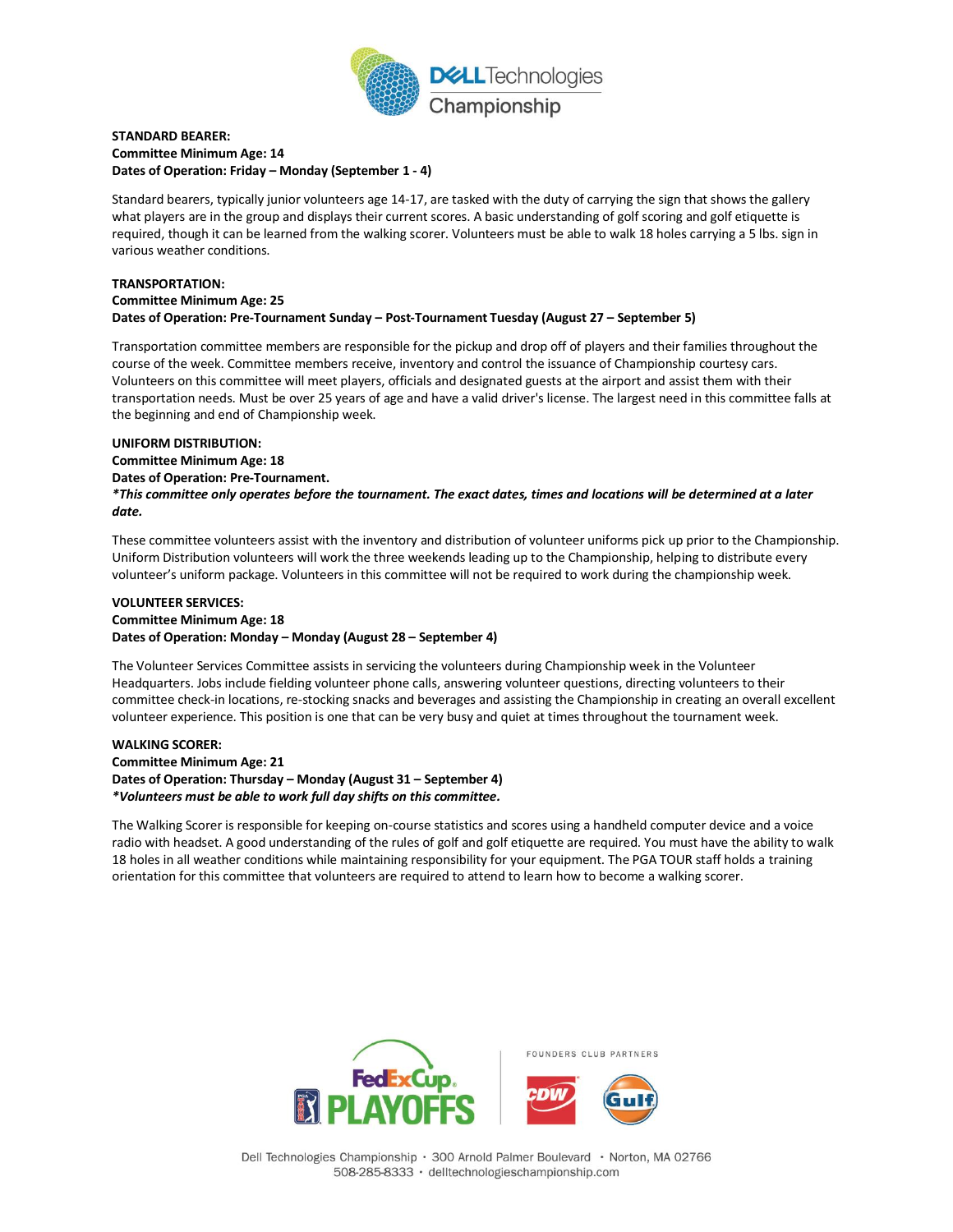**STANDARD BEARER:**
**Committee Minimum Age: 14**
**Dates of Operation: Friday – Monday (September 1 - 4)**

Standard bearers, typically junior volunteers age 14-17, are tasked with the duty of carrying the sign that shows the gallery what players are in the group and displays their current scores. A basic understanding of golf scoring and golf etiquette is required, though it can be learned from the walking scorer. Volunteers must be able to walk 18 holes carrying a 5 lbs. sign in various weather conditions.

**TRANSPORTATION:**
**Committee Minimum Age: 25**
**Dates of Operation: Pre-Tournament Sunday – Post-Tournament Tuesday (August 27 – September 5)**

Transportation committee members are responsible for the pickup and drop off of players and their families throughout the course of the week. Committee members receive, inventory and control the issuance of Championship courtesy cars. Volunteers on this committee will meet players, officials and designated guests at the airport and assist them with their transportation needs. Must be over 25 years of age and have a valid driver's license. The largest need in this committee falls at the beginning and end of Championship week.

**UNIFORM DISTRIBUTION:**
**Committee Minimum Age: 18**
**Dates of Operation: Pre-Tournament.**
***This committee only operates before the tournament. The exact dates, times and locations will be determined at a later date.***

These committee volunteers assist with the inventory and distribution of volunteer uniforms pick up prior to the Championship. Uniform Distribution volunteers will work the three weekends leading up to the Championship, helping to distribute every volunteer's uniform package. Volunteers in this committee will not be required to work during the championship week.

**VOLUNTEER SERVICES:**
**Committee Minimum Age: 18**
**Dates of Operation: Monday – Monday (August 28 – September 4)**

The Volunteer Services Committee assists in servicing the volunteers during Championship week in the Volunteer Headquarters. Jobs include fielding volunteer phone calls, answering volunteer questions, directing volunteers to their committee check-in locations, re-stocking snacks and beverages and assisting the Championship in creating an overall excellent volunteer experience. This position is one that can be very busy and quiet at times throughout the tournament week.

**WALKING SCORER:**
**Committee Minimum Age: 21**
**Dates of Operation: Thursday – Monday (August 31 – September 4)**
***Volunteers must be able to work full day shifts on this committee.***

The Walking Scorer is responsible for keeping on-course statistics and scores using a handheld computer device and a voice radio with headset. A good understanding of the rules of golf and golf etiquette are required. You must have the ability to walk 18 holes in all weather conditions while maintaining responsibility for your equipment. The PGA TOUR staff holds a training orientation for this committee that volunteers are required to attend to learn how to become a walking scorer.